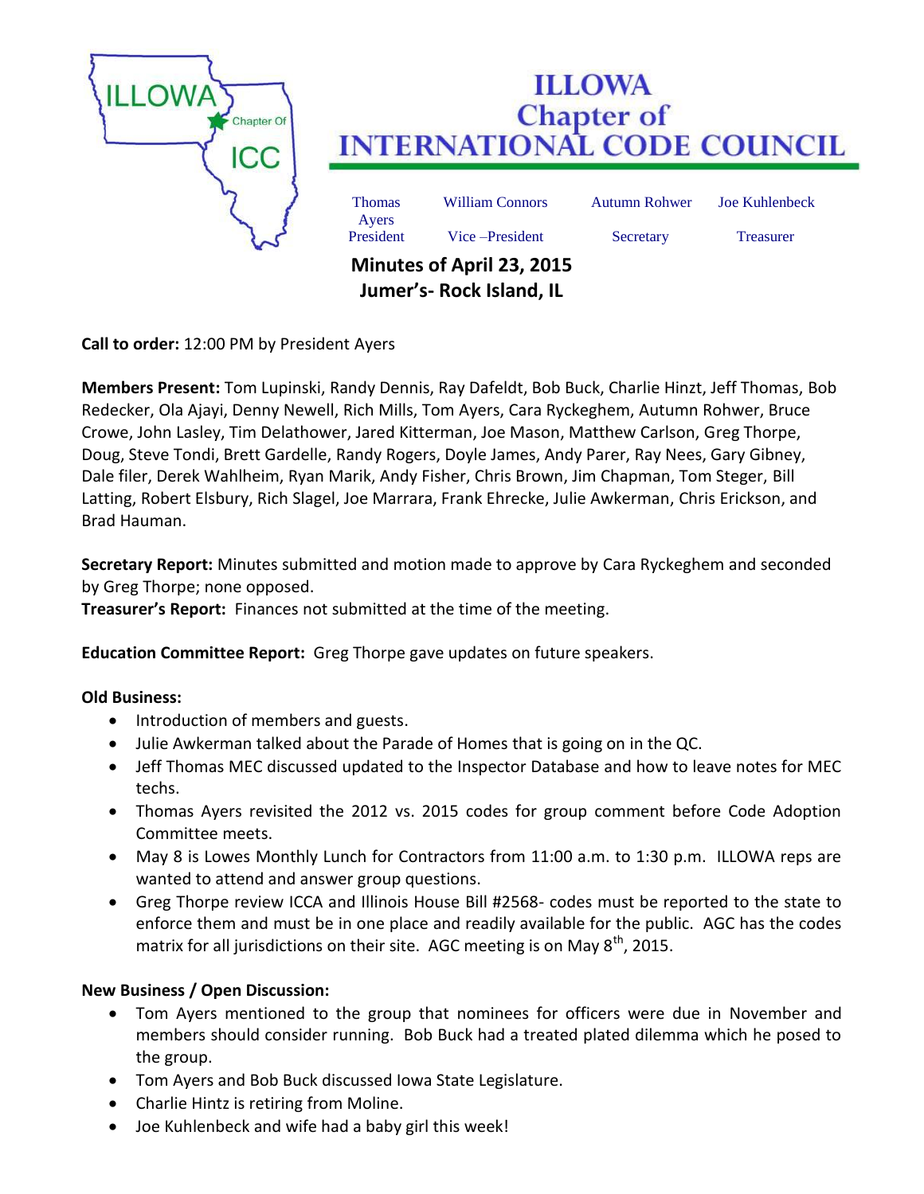# ILLOWA Chapter of INTERNATIONAL CODE COUNCIL

| Thomas Ayers | William Connors | Autumn Rohwer | Joe Kuhlenbeck |
|---|---|---|---|
| President | Vice –President | Secretary | Treasurer |

## Minutes of April 23, 2015
## Jumer's- Rock Island, IL

**Call to order:** 12:00 PM by President Ayers

**Members Present:** Tom Lupinski, Randy Dennis, Ray Dafeldt, Bob Buck, Charlie Hinzt, Jeff Thomas, Bob Redecker, Ola Ajayi, Denny Newell, Rich Mills, Tom Ayers, Cara Ryckeghem, Autumn Rohwer, Bruce Crowe, John Lasley, Tim Delathower, Jared Kitterman, Joe Mason, Matthew Carlson, Greg Thorpe, Doug, Steve Tondi, Brett Gardelle, Randy Rogers, Doyle James, Andy Parer, Ray Nees, Gary Gibney, Dale filer, Derek Wahlheim, Ryan Marik, Andy Fisher, Chris Brown, Jim Chapman, Tom Steger, Bill Latting, Robert Elsbury, Rich Slagel, Joe Marrara, Frank Ehrecke, Julie Awkerman, Chris Erickson, and Brad Hauman.

**Secretary Report:** Minutes submitted and motion made to approve by Cara Ryckeghem and seconded by Greg Thorpe; none opposed.
**Treasurer's Report:** Finances not submitted at the time of the meeting.

**Education Committee Report:** Greg Thorpe gave updates on future speakers.

**Old Business:**

- Introduction of members and guests.
- Julie Awkerman talked about the Parade of Homes that is going on in the QC.
- Jeff Thomas MEC discussed updated to the Inspector Database and how to leave notes for MEC techs.
- Thomas Ayers revisited the 2012 vs. 2015 codes for group comment before Code Adoption Committee meets.
- May 8 is Lowes Monthly Lunch for Contractors from 11:00 a.m. to 1:30 p.m. ILLOWA reps are wanted to attend and answer group questions.
- Greg Thorpe review ICCA and Illinois House Bill #2568- codes must be reported to the state to enforce them and must be in one place and readily available for the public. AGC has the codes matrix for all jurisdictions on their site. AGC meeting is on May 8th, 2015.

**New Business / Open Discussion:**

- Tom Ayers mentioned to the group that nominees for officers were due in November and members should consider running. Bob Buck had a treated plated dilemma which he posed to the group.
- Tom Ayers and Bob Buck discussed Iowa State Legislature.
- Charlie Hintz is retiring from Moline.
- Joe Kuhlenbeck and wife had a baby girl this week!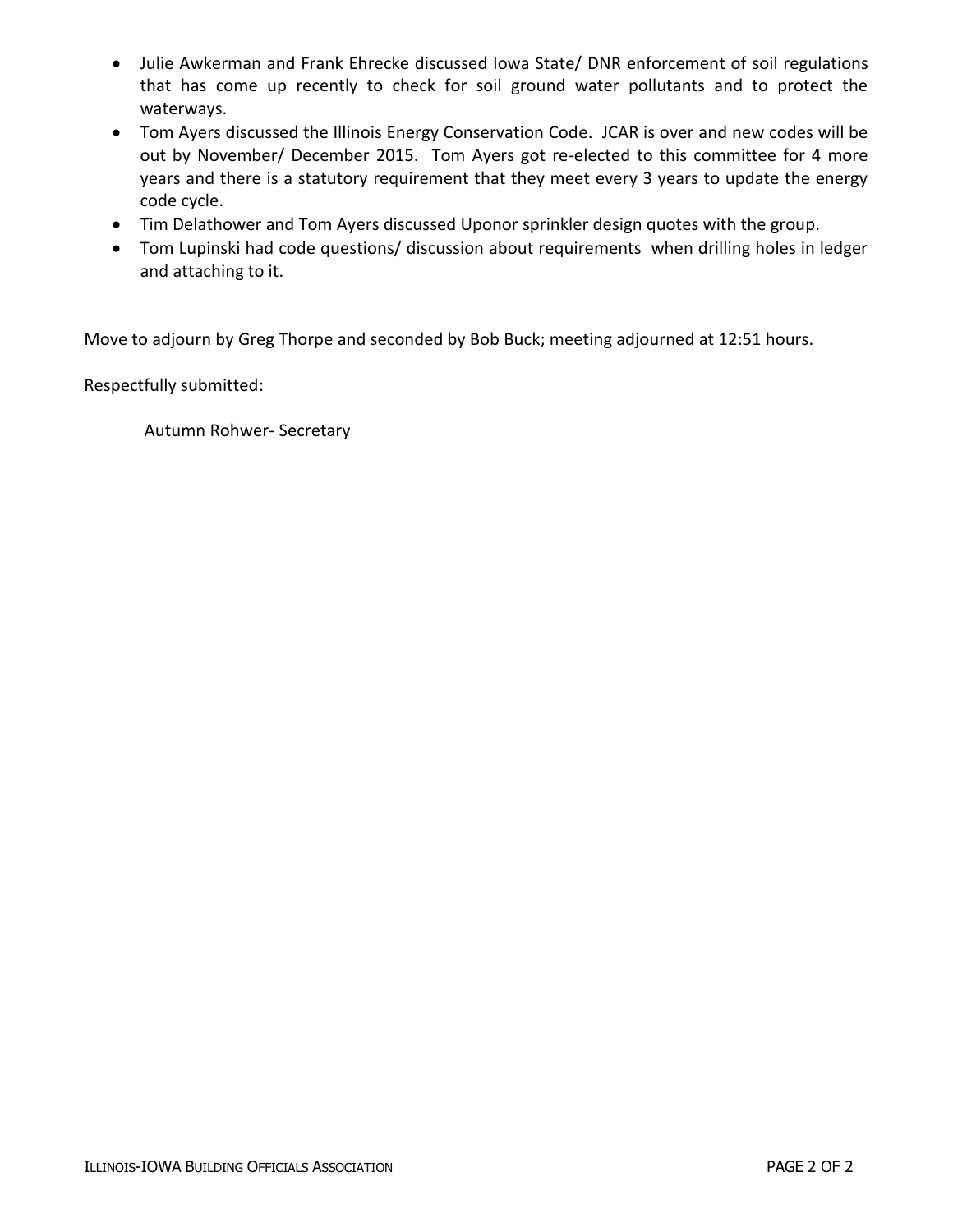- Julie Awkerman and Frank Ehrecke discussed Iowa State/ DNR enforcement of soil regulations that has come up recently to check for soil ground water pollutants and to protect the waterways.
- Tom Ayers discussed the Illinois Energy Conservation Code. JCAR is over and new codes will be out by November/ December 2015. Tom Ayers got re-elected to this committee for 4 more years and there is a statutory requirement that they meet every 3 years to update the energy code cycle.
- Tim Delathower and Tom Ayers discussed Uponor sprinkler design quotes with the group.
- Tom Lupinski had code questions/ discussion about requirements when drilling holes in ledger and attaching to it.

Move to adjourn by Greg Thorpe and seconded by Bob Buck; meeting adjourned at 12:51 hours.

Respectfully submitted:

Autumn Rohwer- Secretary